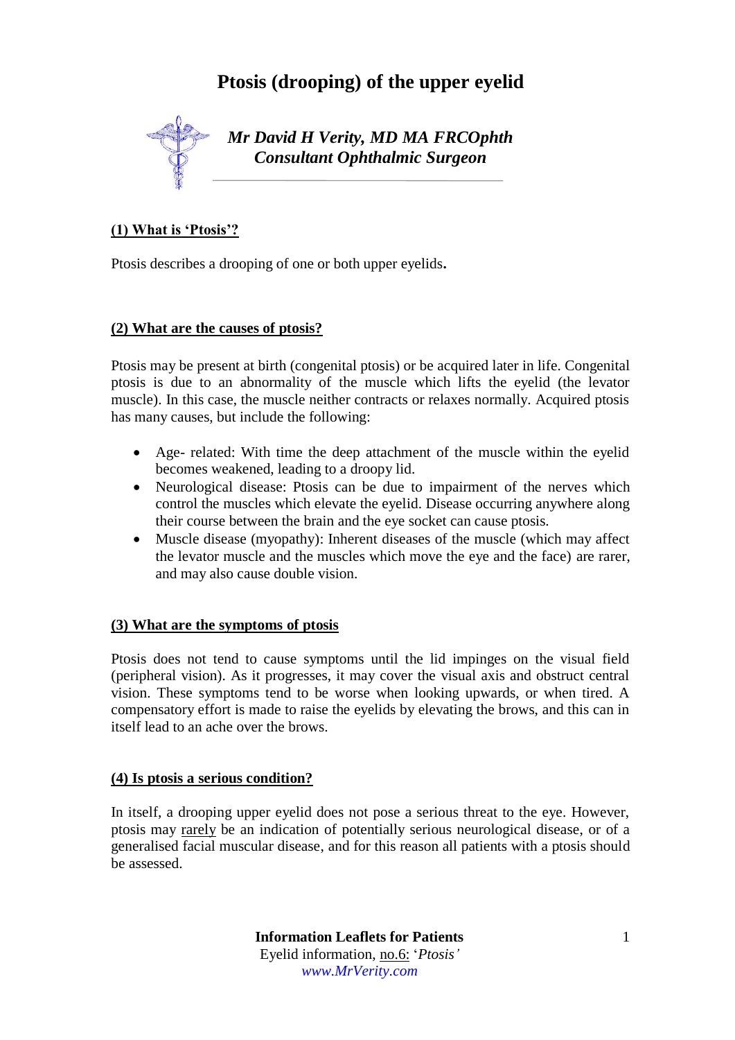# Ptosis (drooping) of the upper eyelid

***Mr David H Verity, MD MA FRCOphth***
***Consultant Ophthalmic Surgeon***

## (1) What is 'Ptosis'?

Ptosis describes a drooping of one or both upper eyelids**.**

## (2) What are the causes of ptosis?

Ptosis may be present at birth (congenital ptosis) or be acquired later in life. Congenital ptosis is due to an abnormality of the muscle which lifts the eyelid (the levator muscle). In this case, the muscle neither contracts or relaxes normally. Acquired ptosis has many causes, but include the following:

- Age- related: With time the deep attachment of the muscle within the eyelid becomes weakened, leading to a droopy lid.
- Neurological disease: Ptosis can be due to impairment of the nerves which control the muscles which elevate the eyelid. Disease occurring anywhere along their course between the brain and the eye socket can cause ptosis.
- Muscle disease (myopathy): Inherent diseases of the muscle (which may affect the levator muscle and the muscles which move the eye and the face) are rarer, and may also cause double vision.

## (3) What are the symptoms of ptosis

Ptosis does not tend to cause symptoms until the lid impinges on the visual field (peripheral vision). As it progresses, it may cover the visual axis and obstruct central vision. These symptoms tend to be worse when looking upwards, or when tired. A compensatory effort is made to raise the eyelids by elevating the brows, and this can in itself lead to an ache over the brows.

## (4) Is ptosis a serious condition?

In itself, a drooping upper eyelid does not pose a serious threat to the eye. However, ptosis may rarely be an indication of potentially serious neurological disease, or of a generalised facial muscular disease, and for this reason all patients with a ptosis should be assessed.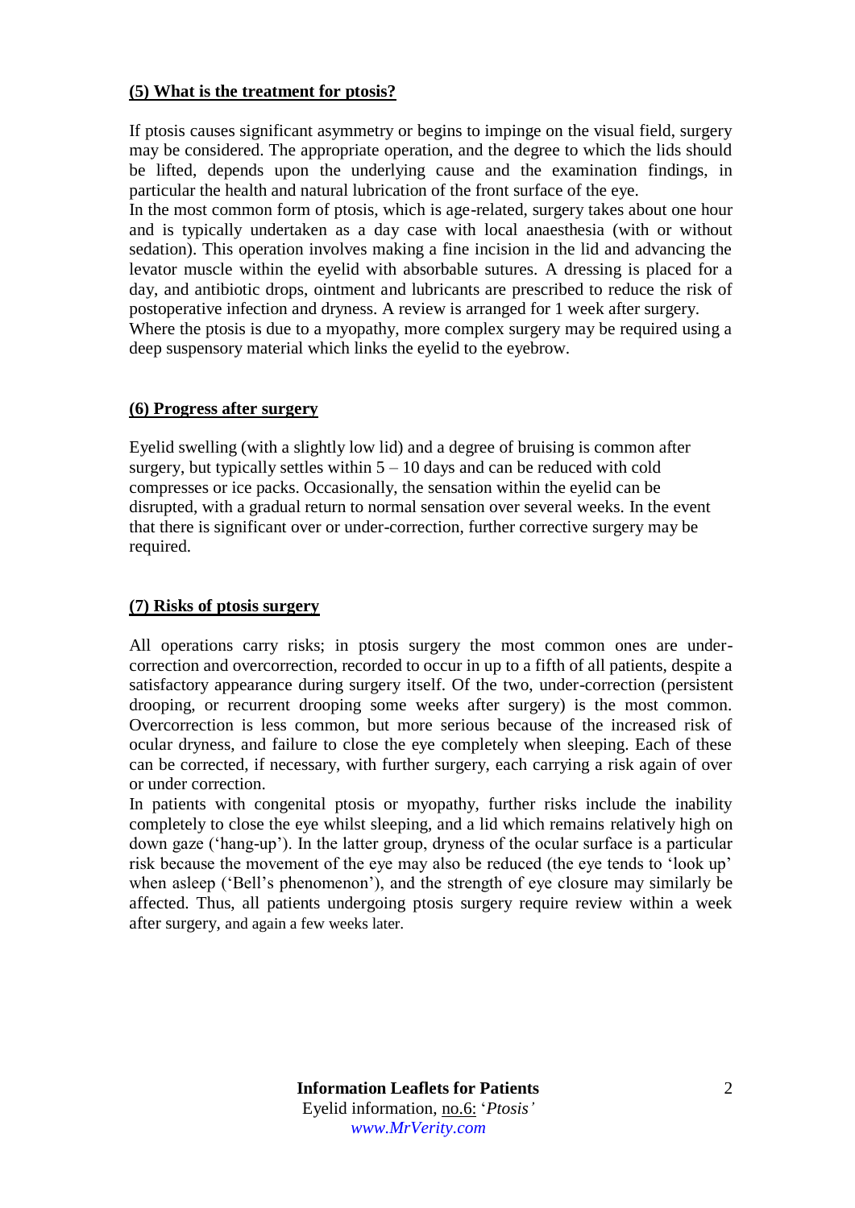## (5) What is the treatment for ptosis?

If ptosis causes significant asymmetry or begins to impinge on the visual field, surgery may be considered. The appropriate operation, and the degree to which the lids should be lifted, depends upon the underlying cause and the examination findings, in particular the health and natural lubrication of the front surface of the eye.

In the most common form of ptosis, which is age-related, surgery takes about one hour and is typically undertaken as a day case with local anaesthesia (with or without sedation). This operation involves making a fine incision in the lid and advancing the levator muscle within the eyelid with absorbable sutures. A dressing is placed for a day, and antibiotic drops, ointment and lubricants are prescribed to reduce the risk of postoperative infection and dryness. A review is arranged for 1 week after surgery.

Where the ptosis is due to a myopathy, more complex surgery may be required using a deep suspensory material which links the eyelid to the eyebrow.

## (6) Progress after surgery

Eyelid swelling (with a slightly low lid) and a degree of bruising is common after surgery, but typically settles within 5 – 10 days and can be reduced with cold compresses or ice packs. Occasionally, the sensation within the eyelid can be disrupted, with a gradual return to normal sensation over several weeks. In the event that there is significant over or under-correction, further corrective surgery may be required.

## (7) Risks of ptosis surgery

All operations carry risks; in ptosis surgery the most common ones are under-correction and overcorrection, recorded to occur in up to a fifth of all patients, despite a satisfactory appearance during surgery itself. Of the two, under-correction (persistent drooping, or recurrent drooping some weeks after surgery) is the most common. Overcorrection is less common, but more serious because of the increased risk of ocular dryness, and failure to close the eye completely when sleeping. Each of these can be corrected, if necessary, with further surgery, each carrying a risk again of over or under correction.

In patients with congenital ptosis or myopathy, further risks include the inability completely to close the eye whilst sleeping, and a lid which remains relatively high on down gaze ('hang-up'). In the latter group, dryness of the ocular surface is a particular risk because the movement of the eye may also be reduced (the eye tends to 'look up' when asleep ('Bell's phenomenon'), and the strength of eye closure may similarly be affected. Thus, all patients undergoing ptosis surgery require review within a week after surgery, and again a few weeks later.